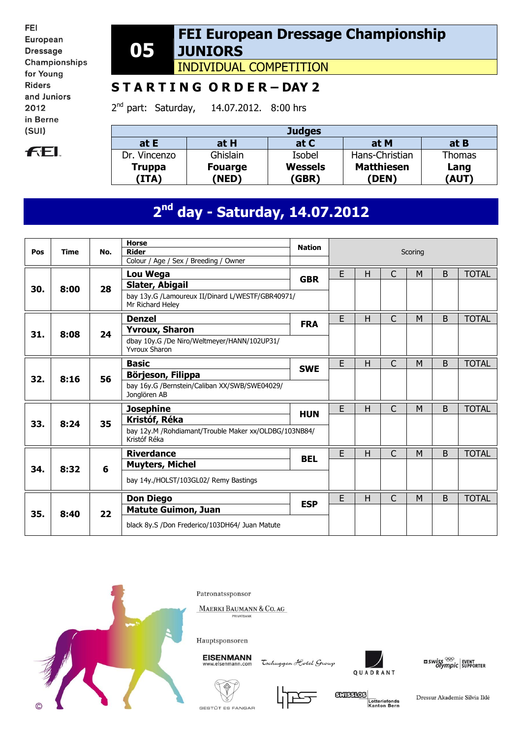FEI European Dressage Championships for Young Riders and Juniors 2012 in Berne (SUI)

# 05 FEI European Dressage Championship JUNIORS

INDIVIDUAL COMPETITION

## STARTING ORDER – DAY 2

2nd part: Saturday, 14.07.2012. 8:00 hrs

| Judges | | | | |
|---|---|---|---|---|
| at E | at H | at C | at M | at B |
| Dr. Vincenzo **Truppa (ITA)** | Ghislain **Fouarge (NED)** | Isobel **Wessels (GBR)** | Hans-Christian **Matthiesen (DEN)** | Thomas **Lang (AUT)** |

## 2nd day - Saturday, 14.07.2012

| Pos | Time | No. | Horse / Rider / Colour / Age / Sex / Breeding / Owner | Nation | E | H | C | M | B | TOTAL |
|---|---|---|---|---|---|---|---|---|---|---|
| 30. | 8:00 | 28 | **Lou Wega** / **Slater, Abigail** / bay 13y.G /Lamoureux II/Dinard L/WESTF/GBR40971/ Mr Richard Heley | GBR | | | | | | |
| 31. | 8:08 | 24 | **Denzel** / **Yvroux, Sharon** / dbay 10y.G /De Niro/Weltmeyer/HANN/102UP31/ Yvroux Sharon | FRA | | | | | | |
| 32. | 8:16 | 56 | **Basic** / **Börjeson, Filippa** / bay 16y.G /Bernstein/Caliban XX/SWB/SWE04029/ Jonglören AB | SWE | | | | | | |
| 33. | 8:24 | 35 | **Josephine** / **Kristóf, Réka** / bay 12y.M /Rohdiamant/Trouble Maker xx/OLDBG/103NB84/ Kristóf Réka | HUN | | | | | | |
| 34. | 8:32 | 6 | **Riverdance** / **Muyters, Michel** / bay 14y./HOLST/103GL02/ Remy Bastings | BEL | | | | | | |
| 35. | 8:40 | 22 | **Don Diego** / **Matute Guimon, Juan** / black 8y.S /Don Frederico/103DH64/ Juan Matute | ESP | | | | | | |

Patronatssponsor

MAERKI BAUMANN & CO. AG PRIVATBANK

Hauptsponsoren

EISENMANN www.eisenmann.com · Tschuggen Hotel Group · QUADRANT · swiss olympic EVENT SUPPORTER · GESTÜT ES FANGAR · SWISSLOS Lotteriefonds Kanton Bern · Dressur Akademie Silvia Iklé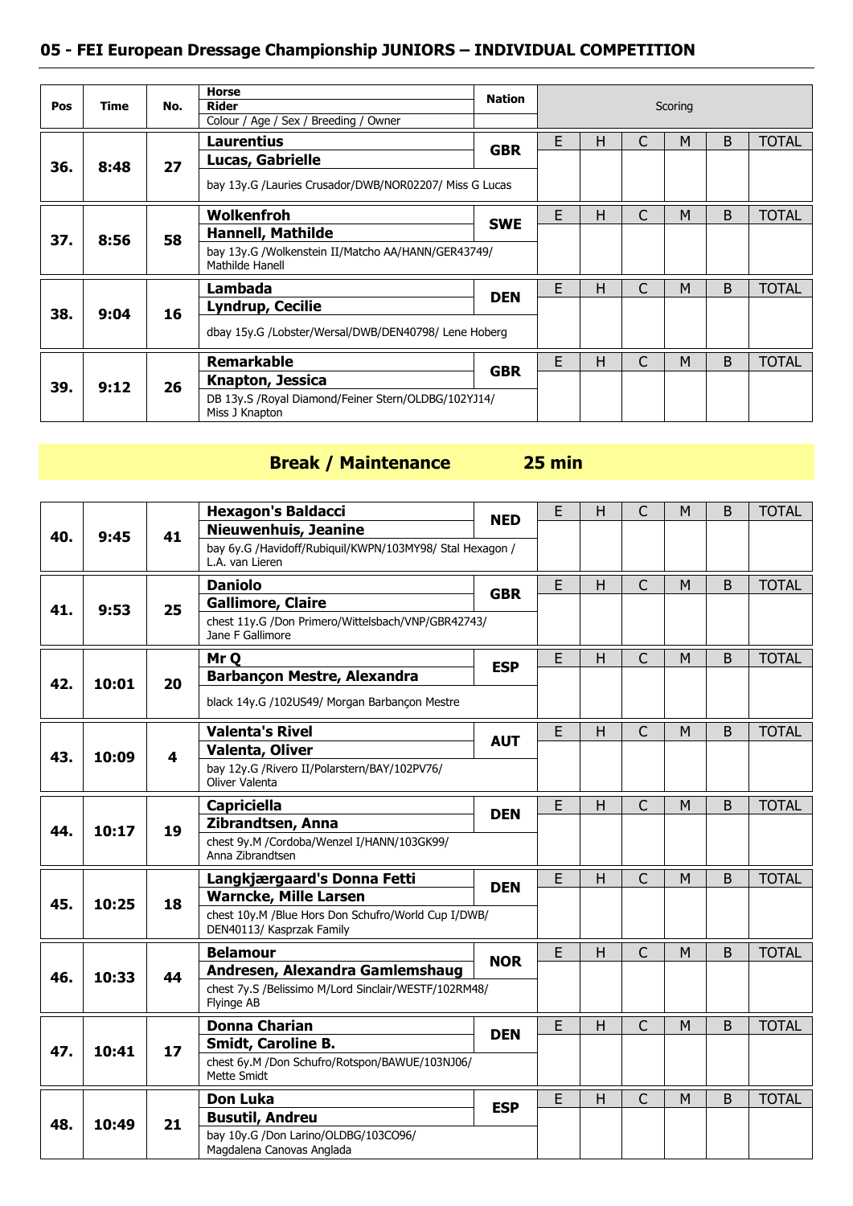## 05 - FEI European Dressage Championship JUNIORS – INDIVIDUAL COMPETITION

| Pos | Time | No. | Horse / Rider / Colour / Age / Sex / Breeding / Owner | Nation | E | H | C | M | B | TOTAL |
|---|---|---|---|---|---|---|---|---|---|---|
| 36. | 8:48 | 27 | **Laurentius**<br>**Lucas, Gabrielle**<br>bay 13y.G /Lauries Crusador/DWB/NOR02207/ Miss G Lucas | GBR | | | | | | |
| 37. | 8:56 | 58 | **Wolkenfroh**<br>**Hannell, Mathilde**<br>bay 13y.G /Wolkenstein II/Matcho AA/HANN/GER43749/ Mathilde Hanell | SWE | | | | | | |
| 38. | 9:04 | 16 | **Lambada**<br>**Lyndrup, Cecilie**<br>dbay 15y.G /Lobster/Wersal/DWB/DEN40798/ Lene Hoberg | DEN | | | | | | |
| 39. | 9:12 | 26 | **Remarkable**<br>**Knapton, Jessica**<br>DB 13y.S /Royal Diamond/Feiner Stern/OLDBG/102YJ14/ Miss J Knapton | GBR | | | | | | |

**Break / Maintenance 25 min**

| Pos | Time | No. | Horse / Rider / Colour / Age / Sex / Breeding / Owner | Nation | E | H | C | M | B | TOTAL |
|---|---|---|---|---|---|---|---|---|---|---|
| 40. | 9:45 | 41 | **Hexagon's Baldacci**<br>**Nieuwenhuis, Jeanine**<br>bay 6y.G /Havidoff/Rubiquil/KWPN/103MY98/ Stal Hexagon / L.A. van Lieren | NED | | | | | | |
| 41. | 9:53 | 25 | **Daniolo**<br>**Gallimore, Claire**<br>chest 11y.G /Don Primero/Wittelsbach/VNP/GBR42743/ Jane F Gallimore | GBR | | | | | | |
| 42. | 10:01 | 20 | **Mr Q**<br>**Barbançon Mestre, Alexandra**<br>black 14y.G /102US49/ Morgan Barbançon Mestre | ESP | | | | | | |
| 43. | 10:09 | 4 | **Valenta's Rivel**<br>**Valenta, Oliver**<br>bay 12y.G /Rivero II/Polarstern/BAY/102PV76/ Oliver Valenta | AUT | | | | | | |
| 44. | 10:17 | 19 | **Capriciella**<br>**Zibrandtsen, Anna**<br>chest 9y.M /Cordoba/Wenzel I/HANN/103GK99/ Anna Zibrandtsen | DEN | | | | | | |
| 45. | 10:25 | 18 | **Langkjærgaard's Donna Fetti**<br>**Warncke, Mille Larsen**<br>chest 10y.M /Blue Hors Don Schufro/World Cup I/DWB/ DEN40113/ Kasprzak Family | DEN | | | | | | |
| 46. | 10:33 | 44 | **Belamour**<br>**Andresen, Alexandra Gamlemshaug**<br>chest 7y.S /Belissimo M/Lord Sinclair/WESTF/102RM48/ Flyinge AB | NOR | | | | | | |
| 47. | 10:41 | 17 | **Donna Charian**<br>**Smidt, Caroline B.**<br>chest 6y.M /Don Schufro/Rotspon/BAWUE/103NJ06/ Mette Smidt | DEN | | | | | | |
| 48. | 10:49 | 21 | **Don Luka**<br>**Busutil, Andreu**<br>bay 10y.G /Don Larino/OLDBG/103CO96/ Magdalena Canovas Anglada | ESP | | | | | | |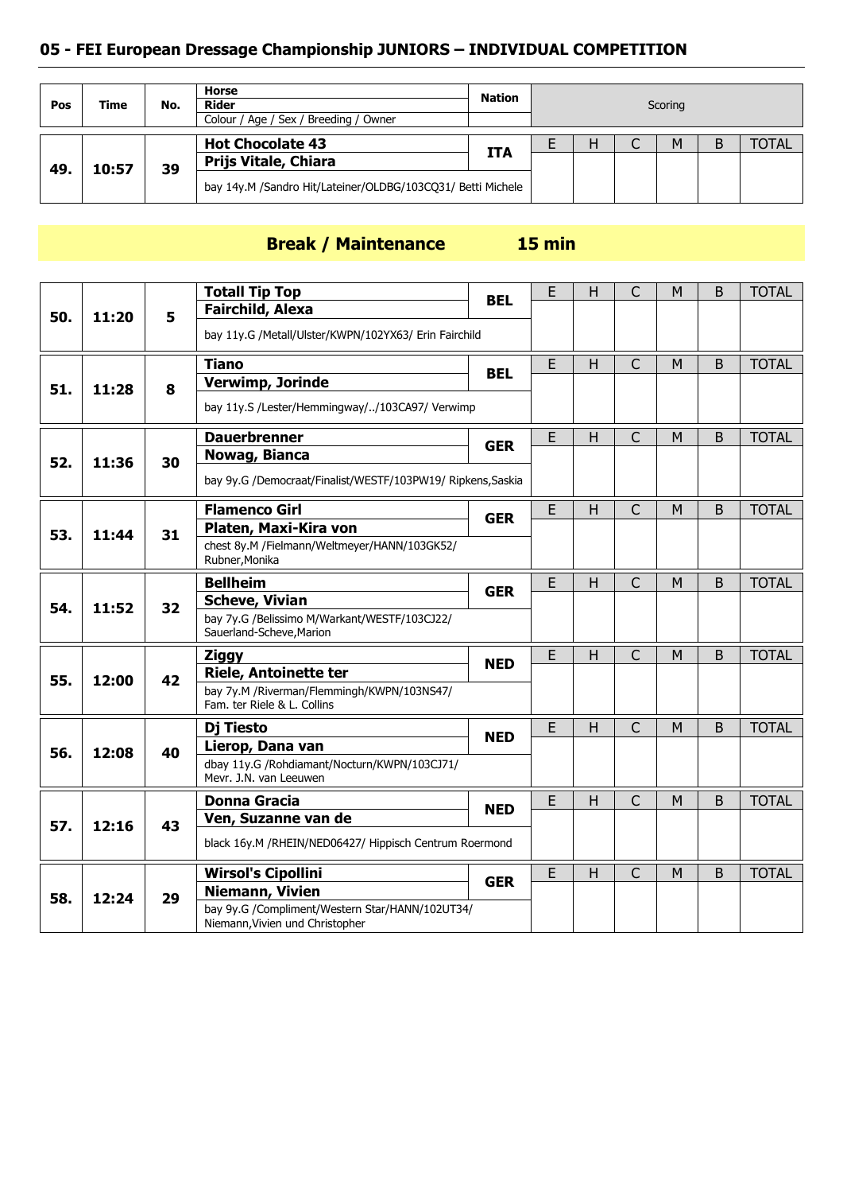## 05 - FEI European Dressage Championship JUNIORS – INDIVIDUAL COMPETITION

| Pos | Time | No. | Horse / Rider / Colour / Age / Sex / Breeding / Owner | Nation | E | H | C | M | B | TOTAL |
|---|---|---|---|---|---|---|---|---|---|---|
| 49. | 10:57 | 39 | **Hot Chocolate 43**<br>**Prijs Vitale, Chiara**<br>bay 14y.M /Sandro Hit/Lateiner/OLDBG/103CQ31/ Betti Michele | ITA | | | | | | |

**Break / Maintenance 15 min**

| Pos | Time | No. | Horse / Rider / Colour / Age / Sex / Breeding / Owner | Nation | E | H | C | M | B | TOTAL |
|---|---|---|---|---|---|---|---|---|---|---|
| 50. | 11:20 | 5 | **Totall Tip Top**<br>**Fairchild, Alexa**<br>bay 11y.G /Metall/Ulster/KWPN/102YX63/ Erin Fairchild | BEL | | | | | | |
| 51. | 11:28 | 8 | **Tiano**<br>**Verwimp, Jorinde**<br>bay 11y.S /Lester/Hemmingway/../103CA97/ Verwimp | BEL | | | | | | |
| 52. | 11:36 | 30 | **Dauerbrenner**<br>**Nowag, Bianca**<br>bay 9y.G /Democraat/Finalist/WESTF/103PW19/ Ripkens,Saskia | GER | | | | | | |
| 53. | 11:44 | 31 | **Flamenco Girl**<br>**Platen, Maxi-Kira von**<br>chest 8y.M /Fielmann/Weltmeyer/HANN/103GK52/ Rubner,Monika | GER | | | | | | |
| 54. | 11:52 | 32 | **Bellheim**<br>**Scheve, Vivian**<br>bay 7y.G /Belissimo M/Warkant/WESTF/103CJ22/ Sauerland-Scheve,Marion | GER | | | | | | |
| 55. | 12:00 | 42 | **Ziggy**<br>**Riele, Antoinette ter**<br>bay 7y.M /Riverman/Flemmingh/KWPN/103NS47/ Fam. ter Riele & L. Collins | NED | | | | | | |
| 56. | 12:08 | 40 | **Dj Tiesto**<br>**Lierop, Dana van**<br>dbay 11y.G /Rohdiamant/Nocturn/KWPN/103CJ71/ Mevr. J.N. van Leeuwen | NED | | | | | | |
| 57. | 12:16 | 43 | **Donna Gracia**<br>**Ven, Suzanne van de**<br>black 16y.M /RHEIN/NED06427/ Hippisch Centrum Roermond | NED | | | | | | |
| 58. | 12:24 | 29 | **Wirsol's Cipollini**<br>**Niemann, Vivien**<br>bay 9y.G /Compliment/Western Star/HANN/102UT34/ Niemann,Vivien und Christopher | GER | | | | | | |